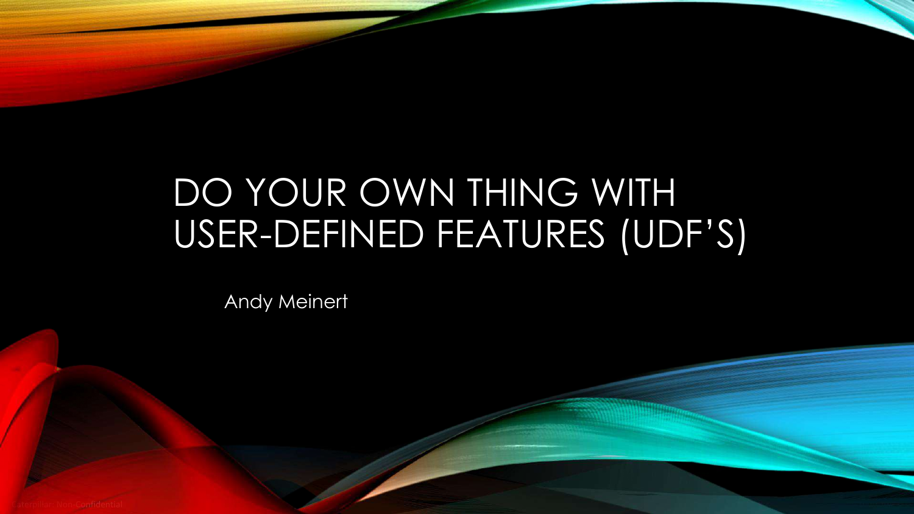# DO YOUR OWN THING WITH USER-DEFINED FEATURES (UDF'S)

Andy Meinert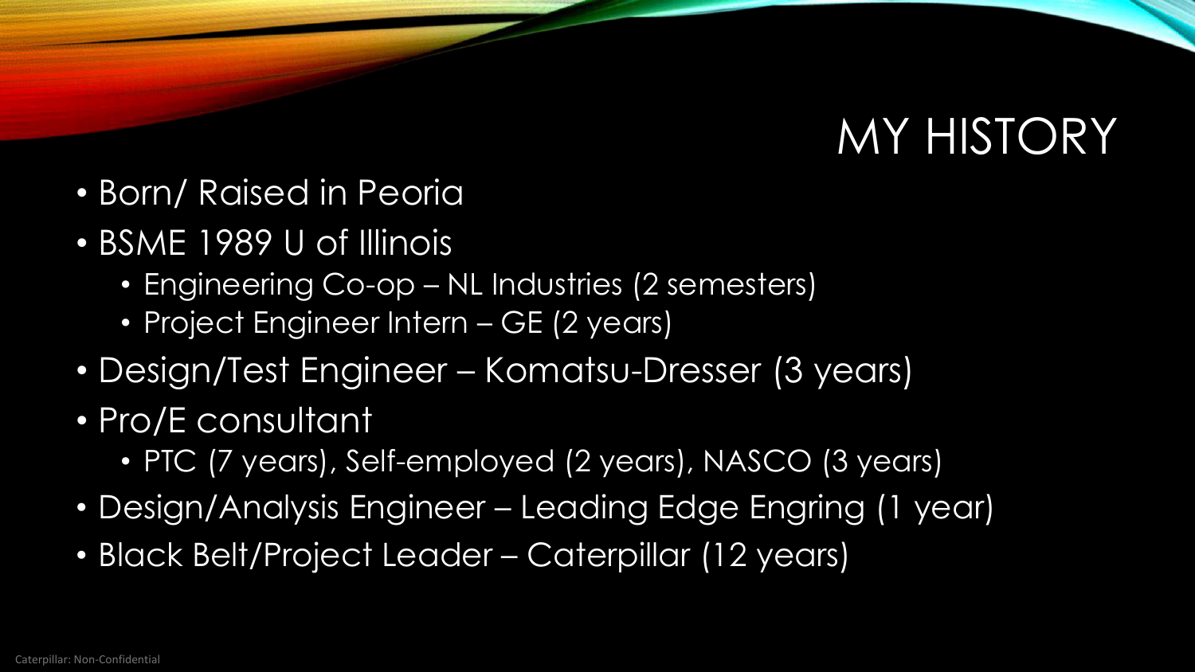# MY HISTORY

- Born/ Raised in Peoria
- BSME 1989 U of Illinois
  - Engineering Co-op – NL Industries (2 semesters)
  - Project Engineer Intern – GE (2 years)
- Design/Test Engineer – Komatsu-Dresser (3 years)
- Pro/E consultant
  - PTC (7 years), Self-employed (2 years), NASCO (3 years)
- Design/Analysis Engineer – Leading Edge Engring (1 year)
- Black Belt/Project Leader – Caterpillar (12 years)

Caterpillar: Non-Confidential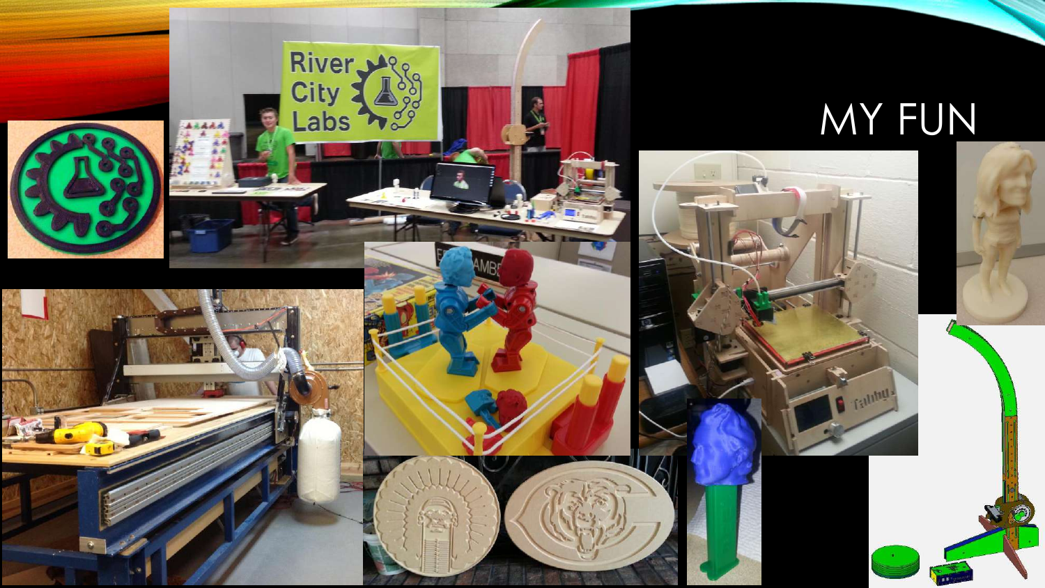# MY FUN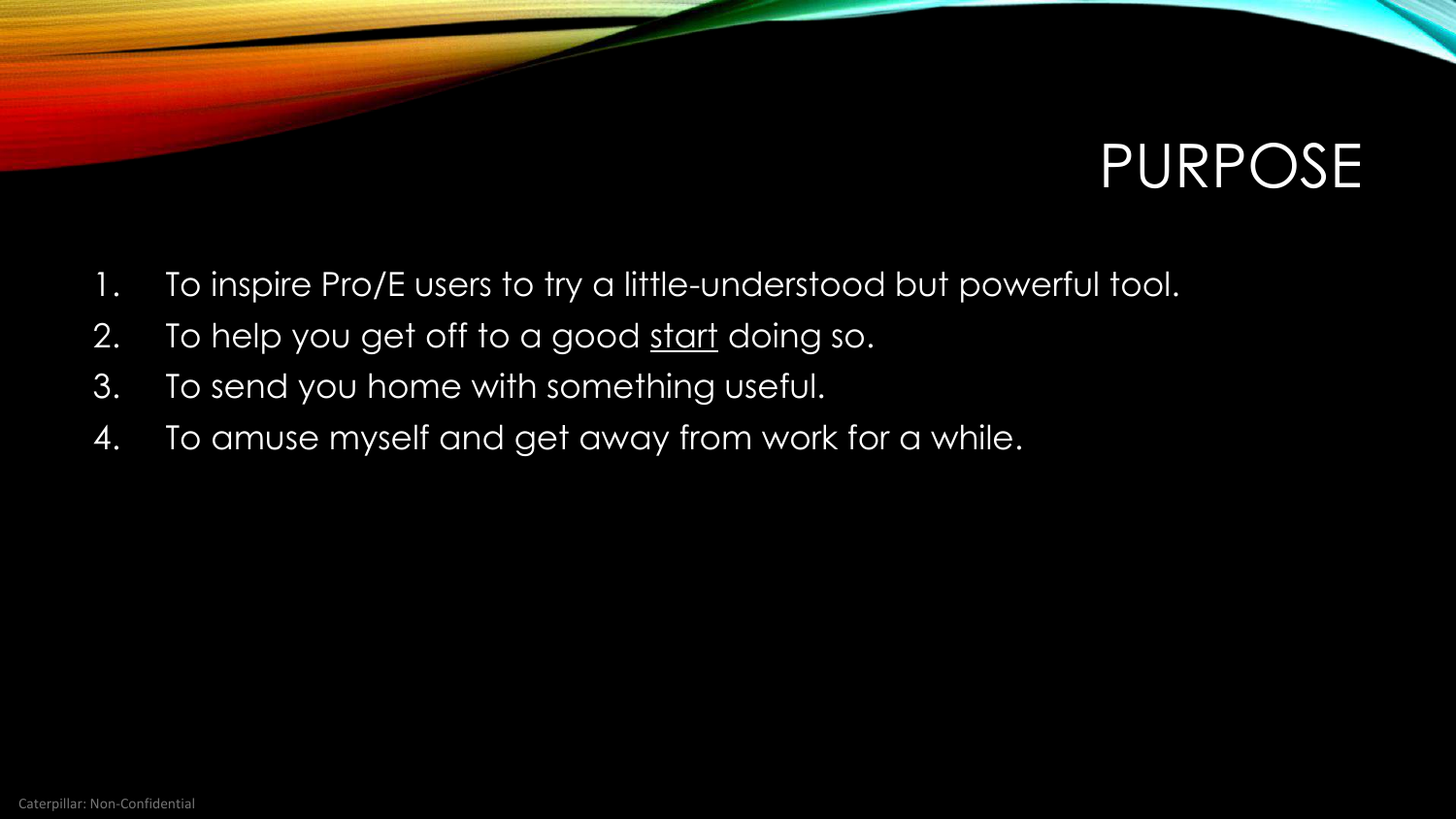# PURPOSE

1. To inspire Pro/E users to try a little-understood but powerful tool.
2. To help you get off to a good <u>start</u> doing so.
3. To send you home with something useful.
4. To amuse myself and get away from work for a while.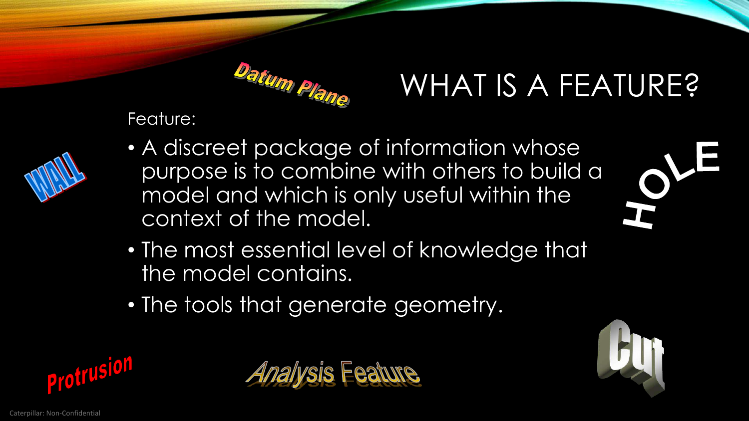# WHAT IS A FEATURE?

Datum Plane

Feature:

- A discreet package of information whose purpose is to combine with others to build a model and which is only useful within the context of the model.
- The most essential level of knowledge that the model contains.
- The tools that generate geometry.

WALL

HOLE

Protrusion

Analysis Feature

Cut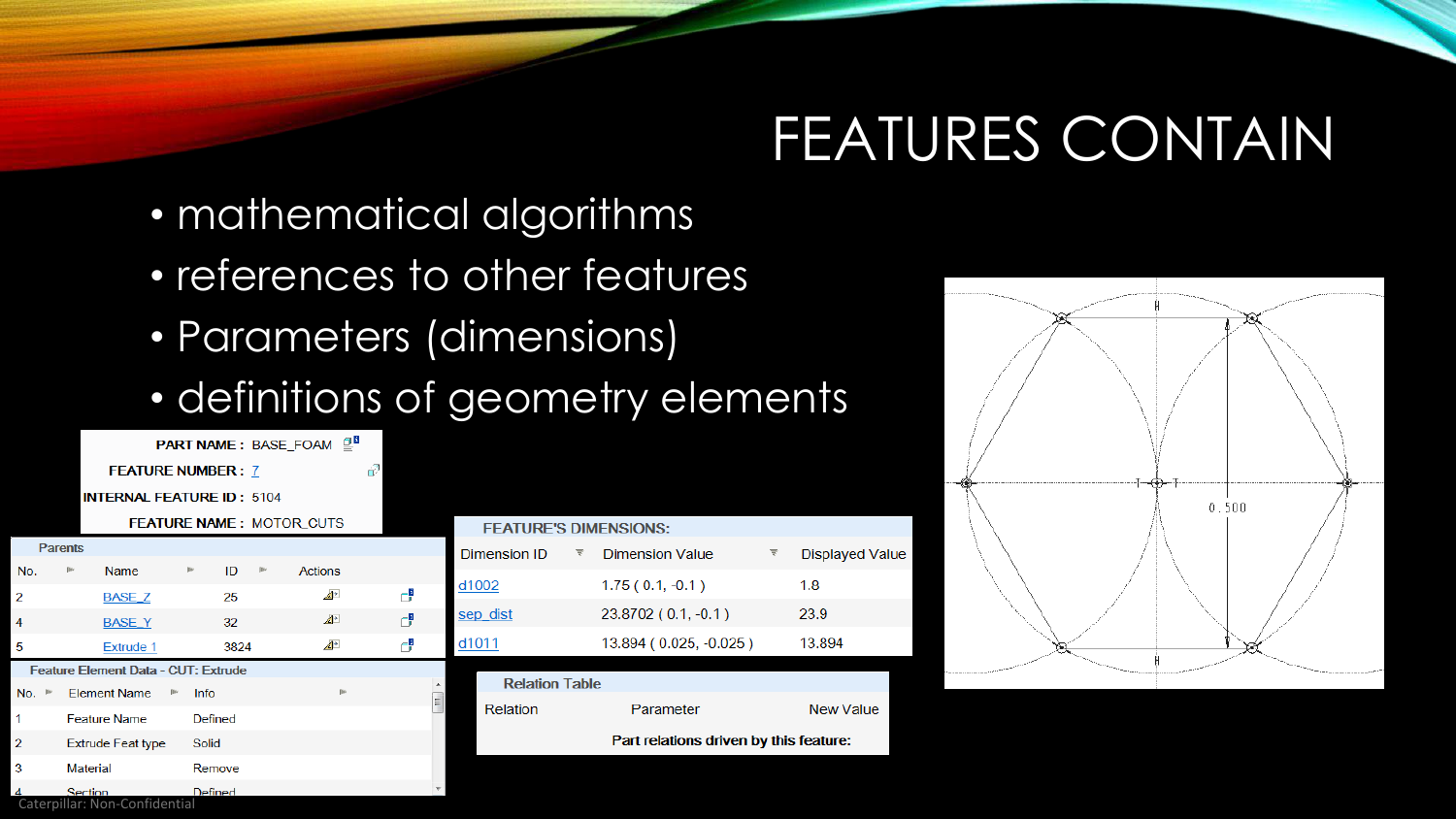# FEATURES CONTAIN

- mathematical algorithms
- references to other features
- Parameters (dimensions)
- definitions of geometry elements

**PART NAME :** BASE_FOAM

**FEATURE NUMBER :** 7

**INTERNAL FEATURE ID :** 5104

**FEATURE NAME :** MOTOR_CUTS

**Parents**

| No. | Name | ID | Actions |
|---|---|---|---|
| 2 | BASE_Z | 25 | |
| 4 | BASE_Y | 32 | |
| 5 | Extrude 1 | 3824 | |

**Feature Element Data - CUT: Extrude**

| No. | Element Name | Info |
|---|---|---|
| 1 | Feature Name | Defined |
| 2 | Extrude Feat type | Solid |
| 3 | Material | Remove |
| 4 | Section | Defined |

**FEATURE'S DIMENSIONS:**

| Dimension ID | Dimension Value | Displayed Value |
|---|---|---|
| d1002 | 1.75 ( 0.1, -0.1 ) | 1.8 |
| sep_dist | 23.8702 ( 0.1, -0.1 ) | 23.9 |
| d1011 | 13.894 ( 0.025, -0.025 ) | 13.894 |

**Relation Table**

| Relation | Parameter | New Value |
|---|---|---|

**Part relations driven by this feature:**

0.500

Caterpillar: Non-Confidential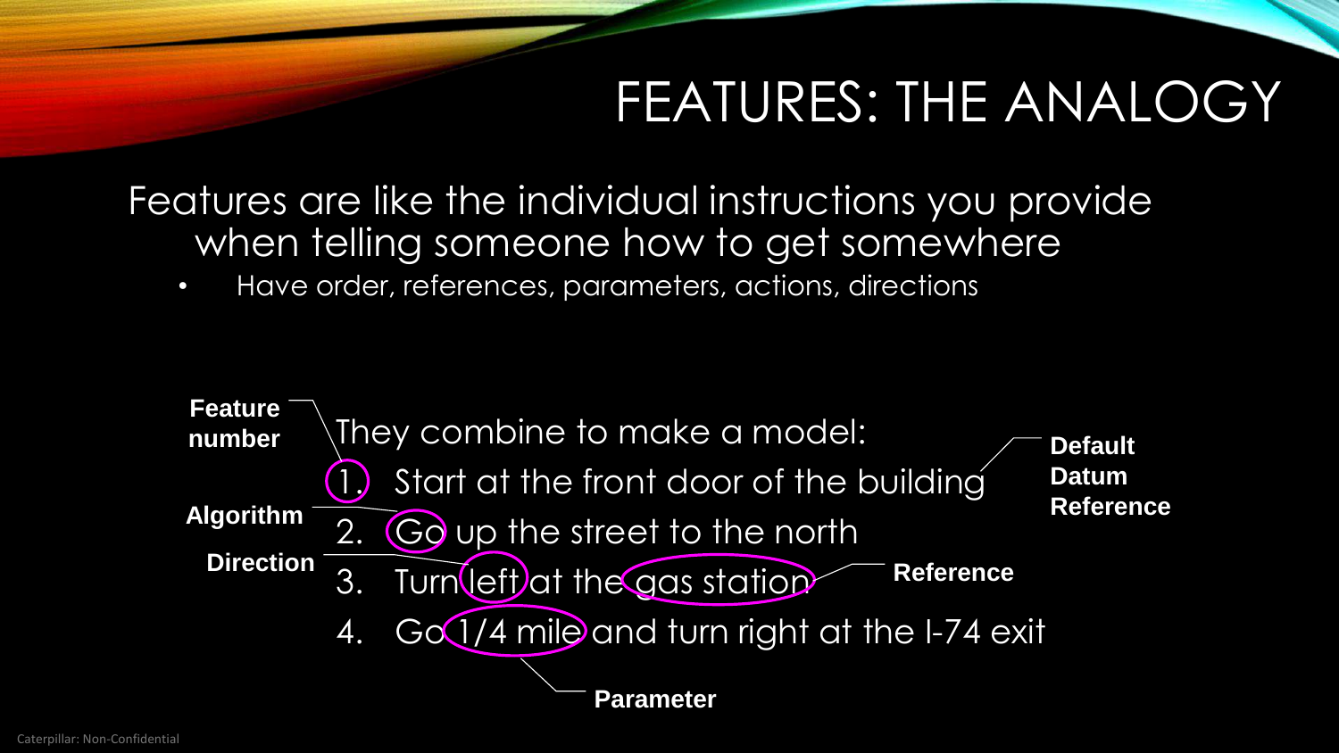# FEATURES: THE ANALOGY

Features are like the individual instructions you provide when telling someone how to get somewhere

- Have order, references, parameters, actions, directions

They combine to make a model:

1. Start at the front door of the building
2. Go up the street to the north
3. Turn left at the gas station
4. Go 1/4 mile and turn right at the I-74 exit

**Feature number** — "1."

**Default Datum Reference** — "the front door of the building"

**Algorithm** — "Go"

**Direction** — "left"

**Reference** — "gas station"

**Parameter** — "1/4 mile"

Caterpillar: Non-Confidential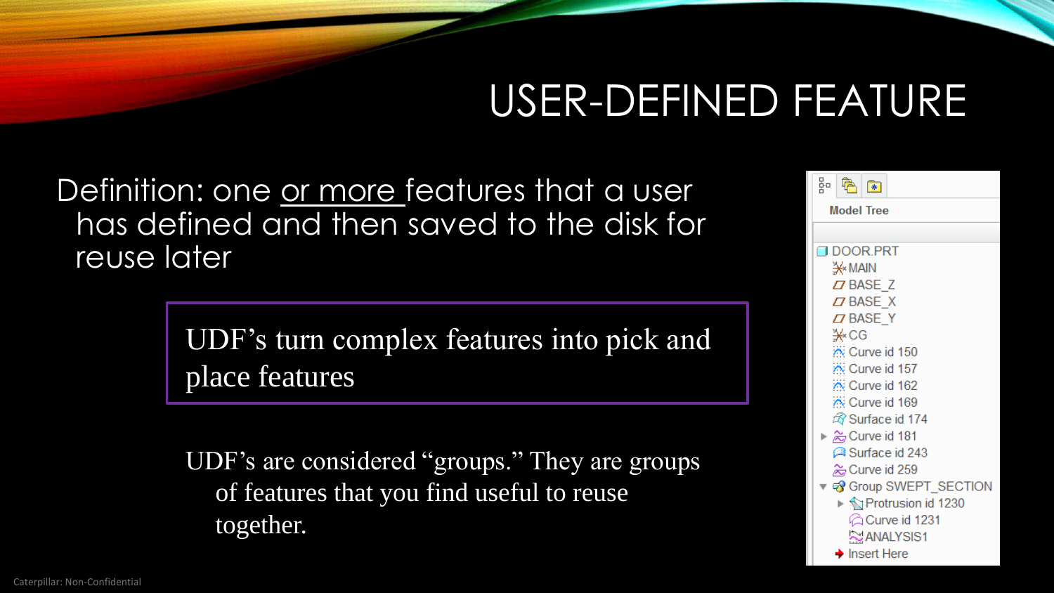# USER-DEFINED FEATURE

Definition: one <u>or more</u> features that a user has defined and then saved to the disk for reuse later

> UDF's turn complex features into pick and place features

UDF's are considered "groups." They are groups of features that you find useful to reuse together.

Model Tree

- DOOR.PRT
  - MAIN
  - BASE_Z
  - BASE_X
  - BASE_Y
  - CG
  - Curve id 150
  - Curve id 157
  - Curve id 162
  - Curve id 169
  - Surface id 174
  - Curve id 181
  - Surface id 243
  - Curve id 259
  - Group SWEPT_SECTION
    - Protrusion id 1230
    - Curve id 1231
    - ANALYSIS1
  - Insert Here

Caterpillar: Non-Confidential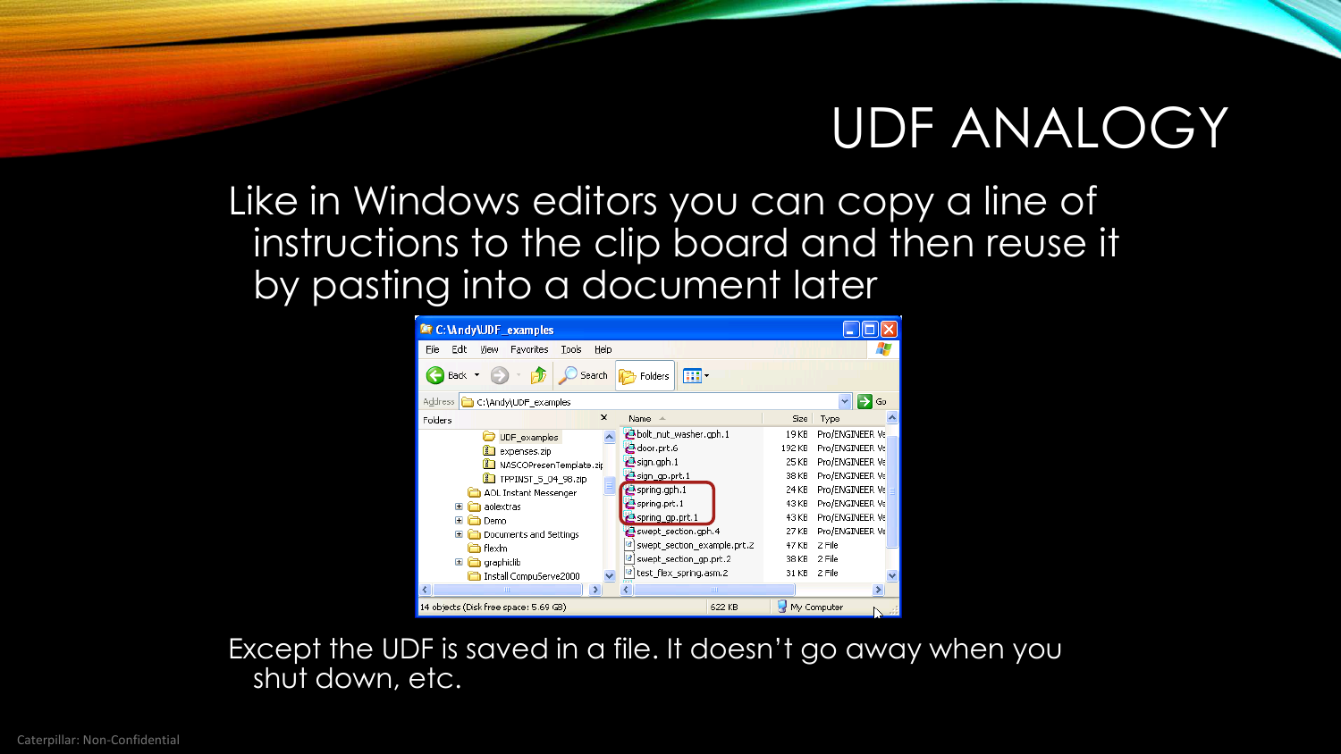# UDF ANALOGY

Like in Windows editors you can copy a line of instructions to the clip board and then reuse it by pasting into a document later

Except the UDF is saved in a file. It doesn't go away when you shut down, etc.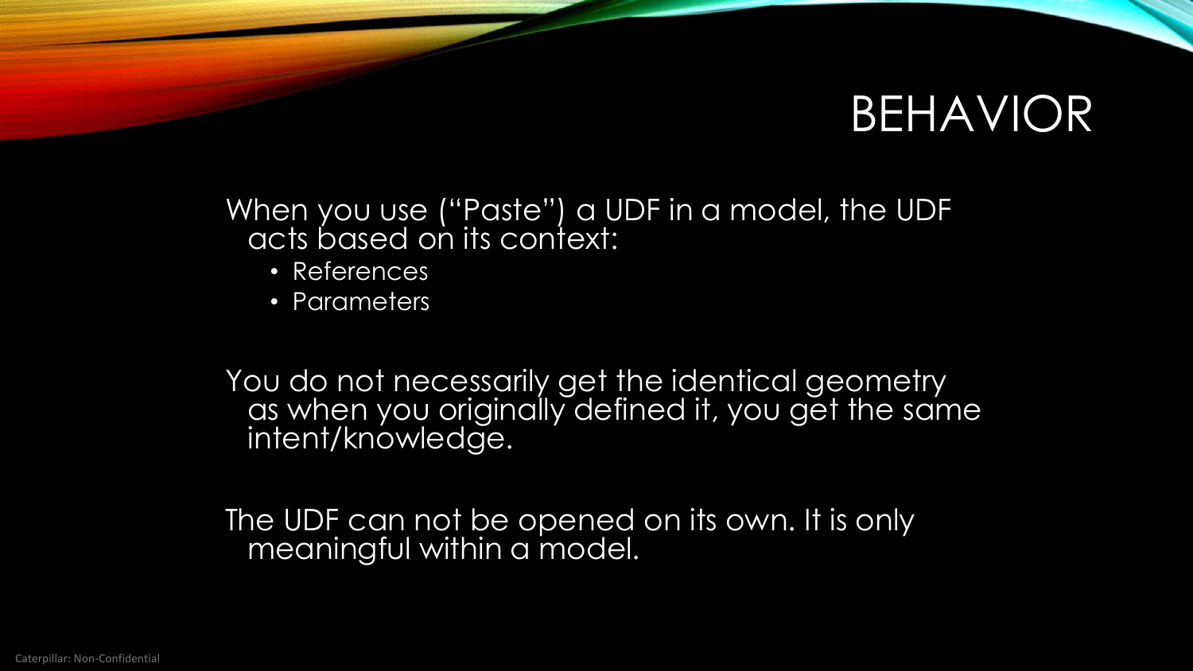# BEHAVIOR

When you use ("Paste") a UDF in a model, the UDF acts based on its context:

- References
- Parameters

You do not necessarily get the identical geometry as when you originally defined it, you get the same intent/knowledge.

The UDF can not be opened on its own. It is only meaningful within a model.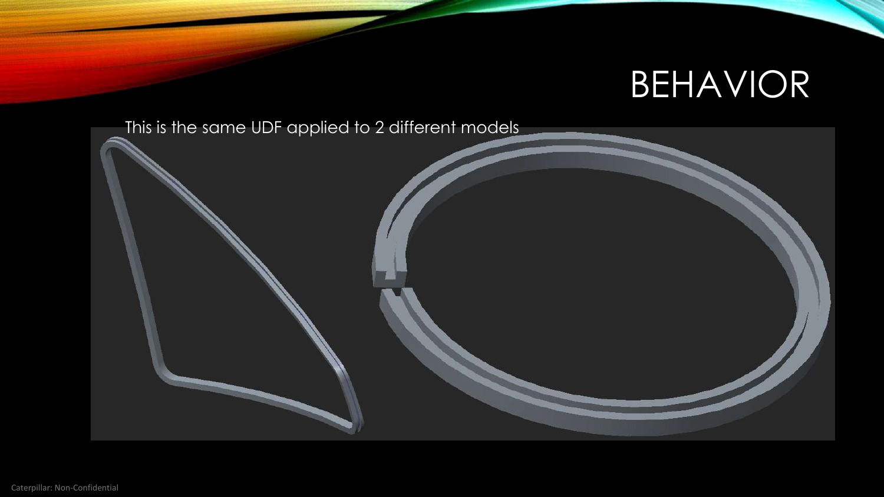# BEHAVIOR

This is the same UDF applied to 2 different models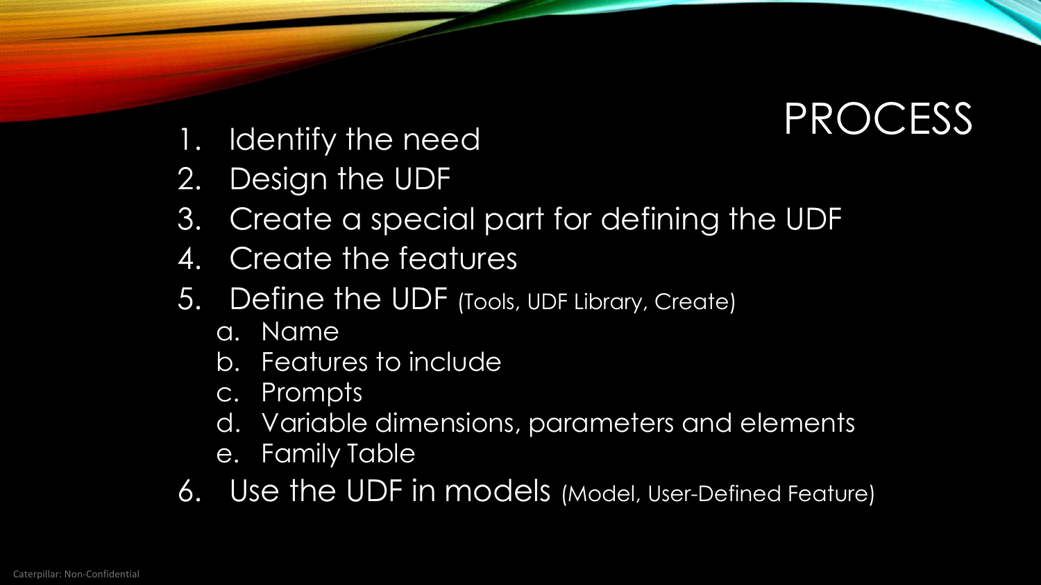# PROCESS

1. Identify the need
2. Design the UDF
3. Create a special part for defining the UDF
4. Create the features
5. Define the UDF (Tools, UDF Library, Create)
   a. Name
   b. Features to include
   c. Prompts
   d. Variable dimensions, parameters and elements
   e. Family Table
6. Use the UDF in models (Model, User-Defined Feature)

Caterpillar: Non-Confidential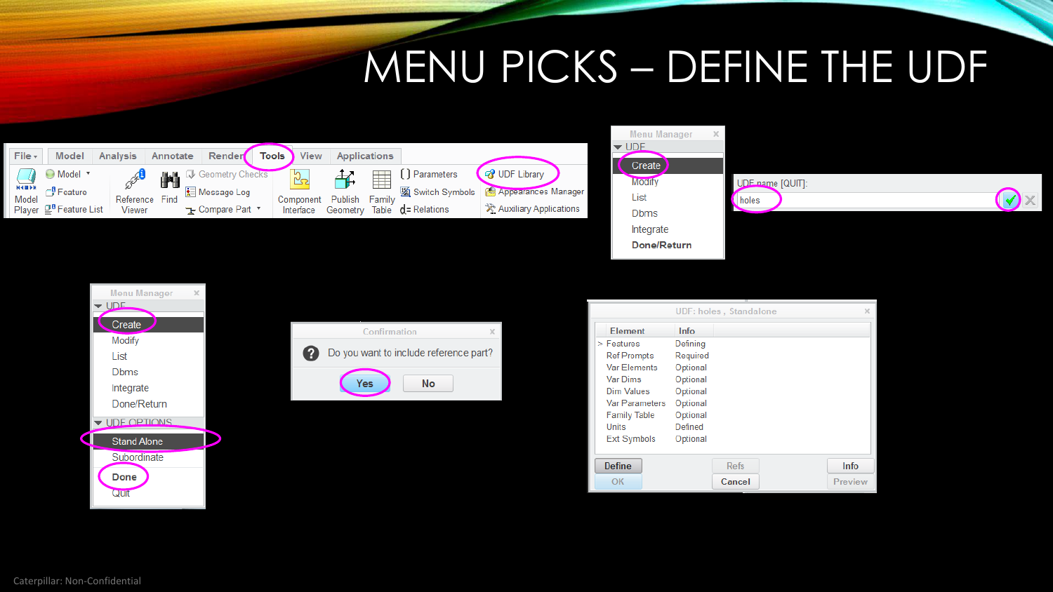# MENU PICKS – DEFINE THE UDF

File | Model | Analysis | Annotate | Render | Tools | View | Applications

Model Player | Model | Feature | Feature List | Reference Viewer | Find | Geometry Checks | Message Log | Compare Part | Component Interface | Publish Geometry | Family Table | Parameters | Switch Symbols | Relations | UDF Library | Appearances Manager | Auxiliary Applications

**Menu Manager**

UDF

- Create
- Modify
- List
- Dbms
- Integrate
- Done/Return

UDF name [QUIT]: holes

**Menu Manager**

UDF

- Create
- Modify
- List
- Dbms
- Integrate
- Done/Return

UDF OPTIONS

- Stand Alone
- Subordinate
- Done
- Quit

**Confirmation**

Do you want to include reference part?

Yes | No

**UDF: holes , Standalone**

| Element | Info |
|---|---|
| Features | Defining |
| Ref Prompts | Required |
| Var Elements | Optional |
| Var Dims | Optional |
| Dim Values | Optional |
| Var Parameters | Optional |
| Family Table | Optional |
| Units | Defined |
| Ext Symbols | Optional |

Define | Refs | Info | OK | Cancel | Preview

Caterpillar: Non-Confidential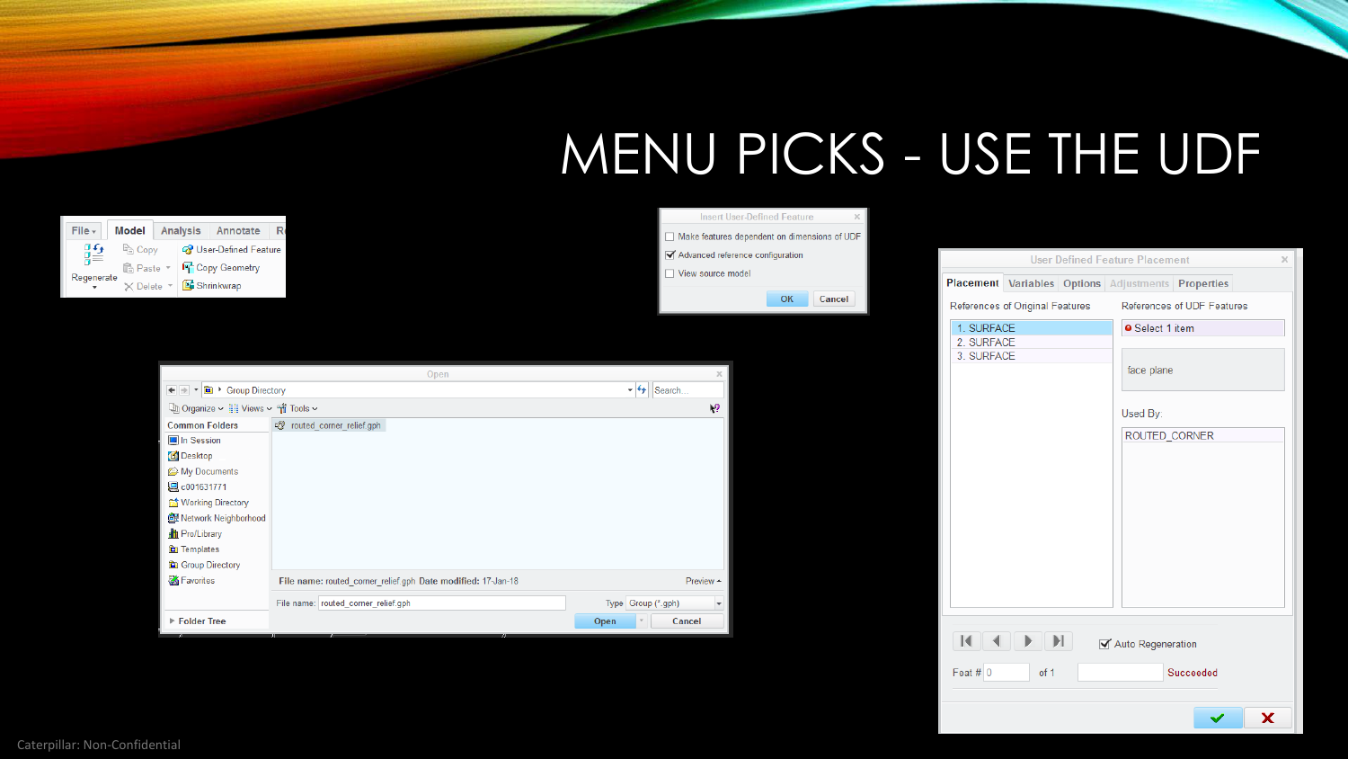# MENU PICKS - USE THE UDF

File | Model | Analysis | Annotate

Regenerate | Copy | Paste | Delete | User-Defined Feature | Copy Geometry | Shrinkwrap

**Insert User-Defined Feature**

- [ ] Make features dependent on dimensions of UDF
- [x] Advanced reference configuration
- [ ] View source model

OK | Cancel

**Open**

Group Directory

Organize | Views | Tools

Common Folders: In Session, Desktop, My Documents, c001631771, Working Directory, Network Neighborhood, Pro/Library, Templates, Group Directory, Favorites

routed_corner_relief.gph

File name: routed_corner_relief.gph Date modified: 17-Jan-18

File name: routed_corner_relief.gph | Type: Group (*.gph)

Open | Cancel

Folder Tree

**User Defined Feature Placement**

Placement | Variables | Options | Adjustments | Properties

References of Original Features:
1. SURFACE
2. SURFACE
3. SURFACE

References of UDF Features: Select 1 item

face plane

Used By: ROUTED_CORNER

- [x] Auto Regeneration

Feat # 0 of 1 | Succeeded

Caterpillar: Non-Confidential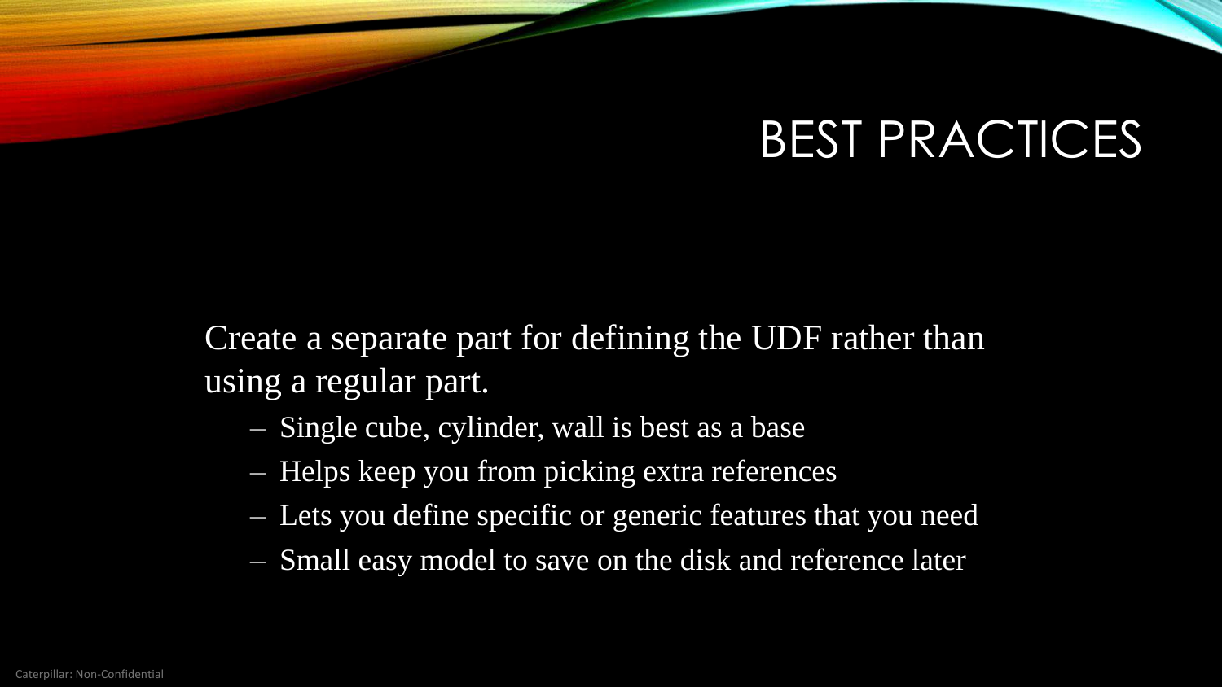# BEST PRACTICES

Create a separate part for defining the UDF rather than using a regular part.

- Single cube, cylinder, wall is best as a base
- Helps keep you from picking extra references
- Lets you define specific or generic features that you need
- Small easy model to save on the disk and reference later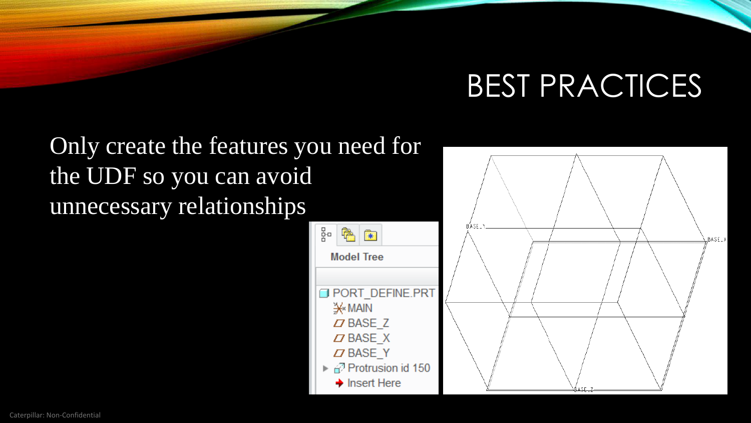# BEST PRACTICES

Only create the features you need for the UDF so you can avoid unnecessary relationships

Model Tree

- PORT_DEFINE.PRT
  - MAIN
  - BASE_Z
  - BASE_X
  - BASE_Y
  - Protrusion id 150
  - Insert Here

BASE_Y

BASE_X

BASE_Z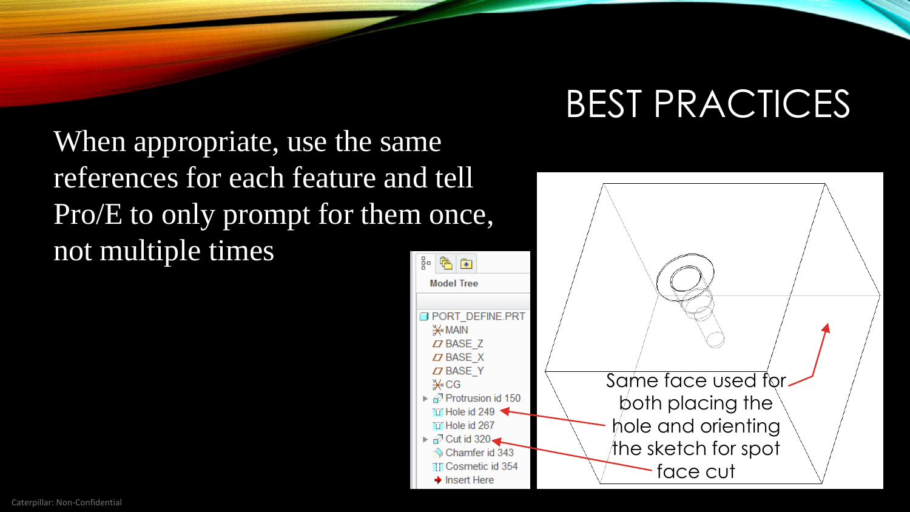# BEST PRACTICES

When appropriate, use the same references for each feature and tell Pro/E to only prompt for them once, not multiple times

Model Tree

- PORT_DEFINE.PRT
  - MAIN
  - BASE_Z
  - BASE_X
  - BASE_Y
  - CG
  - Protrusion id 150
  - Hole id 249
  - Hole id 267
  - Cut id 320
  - Chamfer id 343
  - Cosmetic id 354
  - Insert Here

Same face used for both placing the hole and orienting the sketch for spot face cut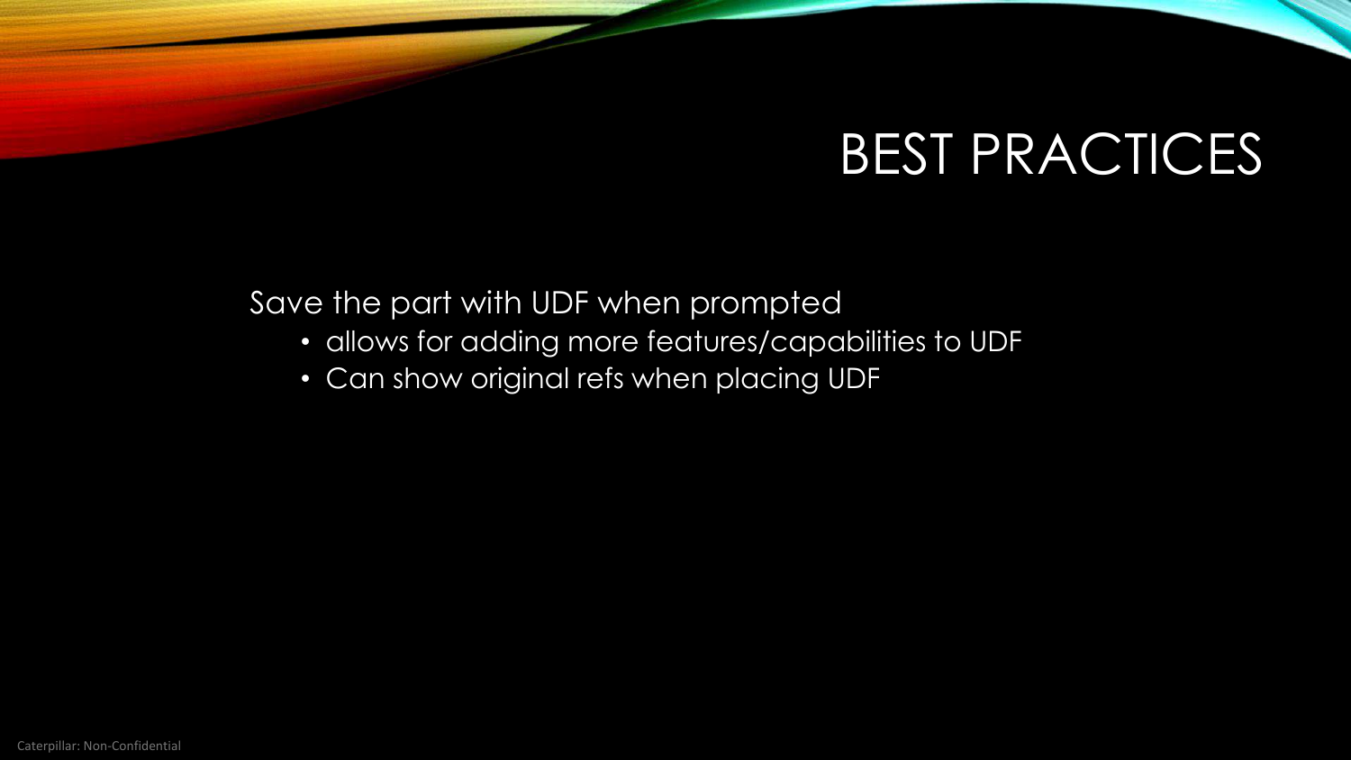# BEST PRACTICES

Save the part with UDF when prompted

- allows for adding more features/capabilities to UDF
- Can show original refs when placing UDF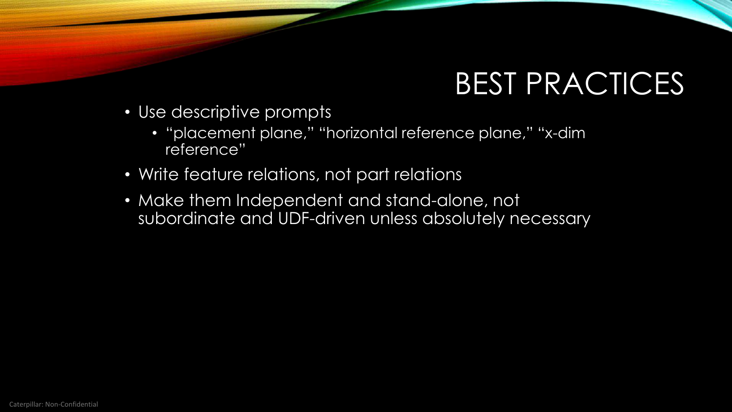# BEST PRACTICES

- Use descriptive prompts
  - "placement plane," "horizontal reference plane," "x-dim reference"
- Write feature relations, not part relations
- Make them Independent and stand-alone, not subordinate and UDF-driven unless absolutely necessary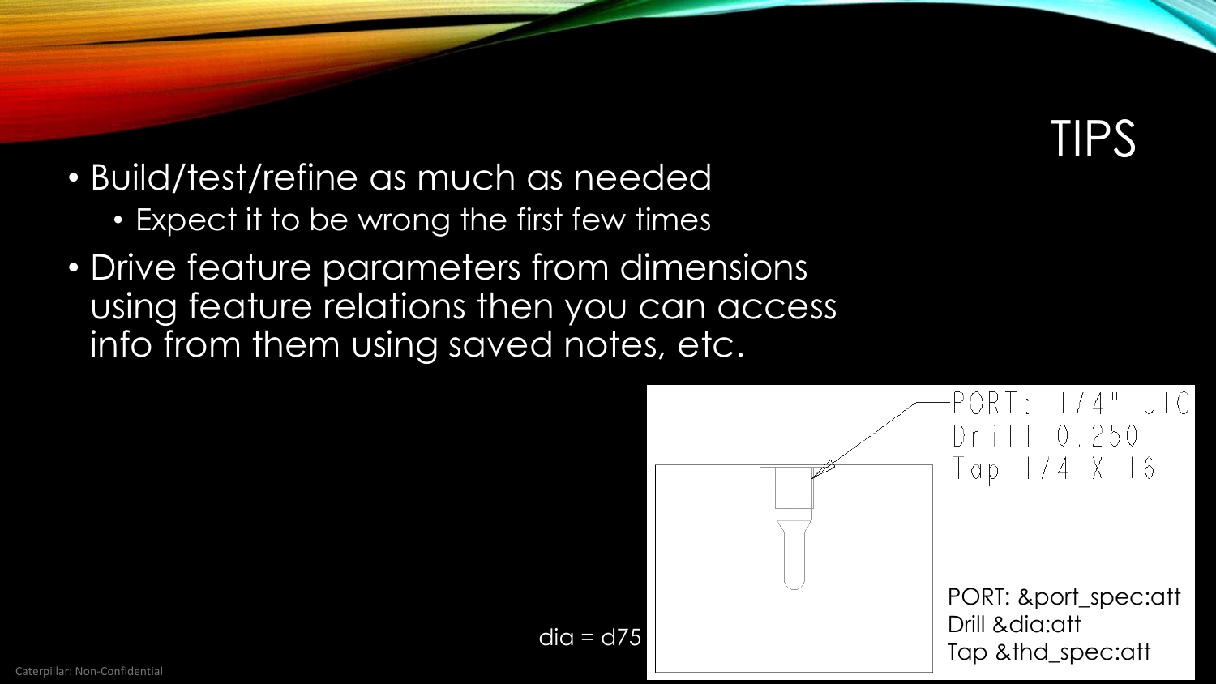# TIPS

- Build/test/refine as much as needed
  - Expect it to be wrong the first few times
- Drive feature parameters from dimensions using feature relations then you can access info from them using saved notes, etc.

PORT: 1/4" JIC
Drill 0.250
Tap 1/4 X 16

dia = d75

PORT: &port_spec:att
Drill &dia:att
Tap &thd_spec:att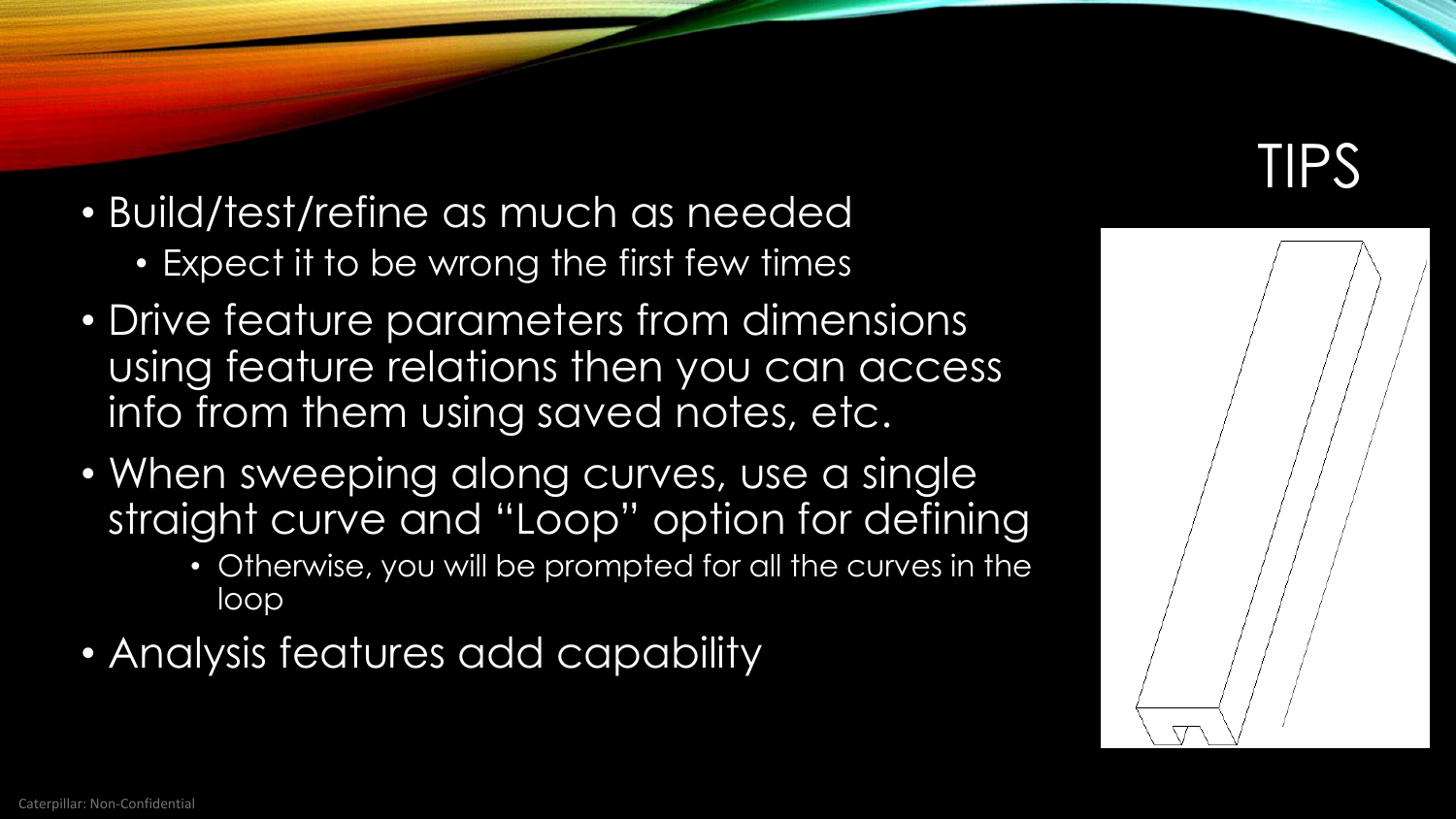# TIPS

- Build/test/refine as much as needed
  - Expect it to be wrong the first few times
- Drive feature parameters from dimensions using feature relations then you can access info from them using saved notes, etc.
- When sweeping along curves, use a single straight curve and "Loop" option for defining
  - Otherwise, you will be prompted for all the curves in the loop
- Analysis features add capability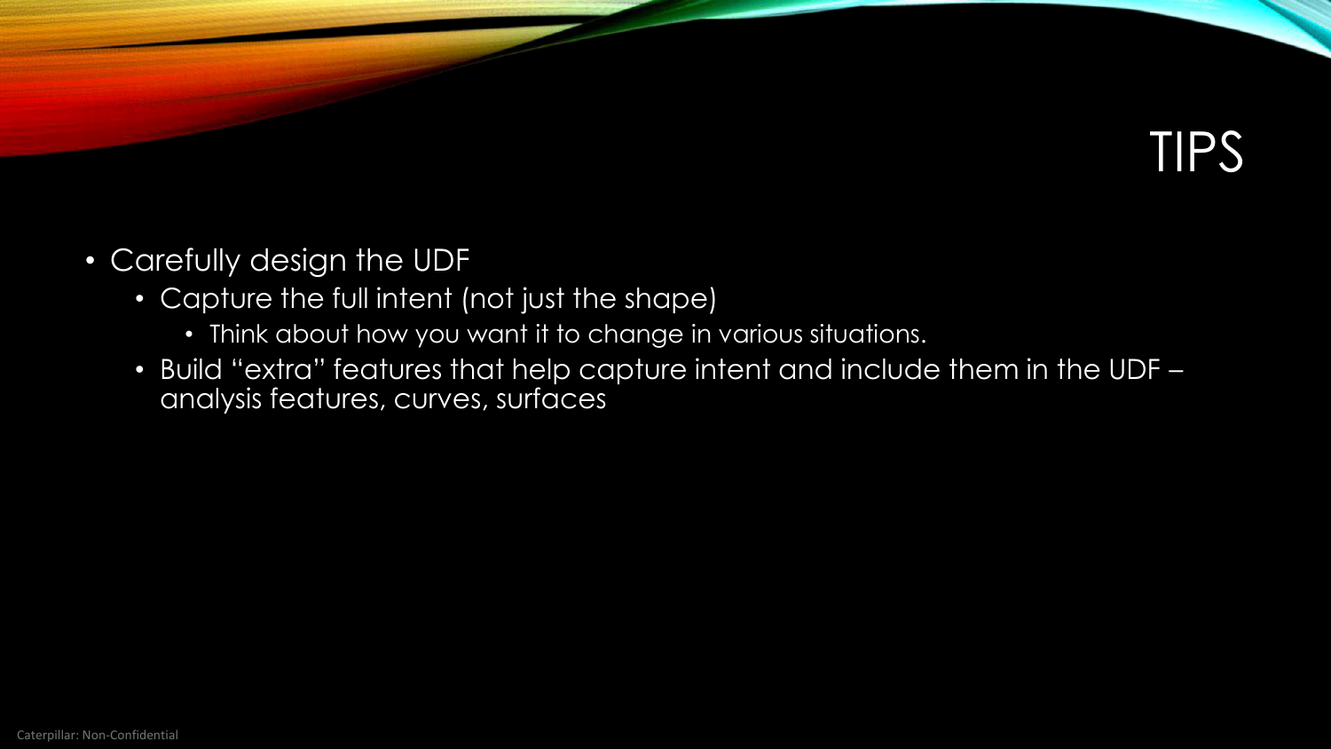# TIPS

- Carefully design the UDF
  - Capture the full intent (not just the shape)
    - Think about how you want it to change in various situations.
  - Build "extra" features that help capture intent and include them in the UDF – analysis features, curves, surfaces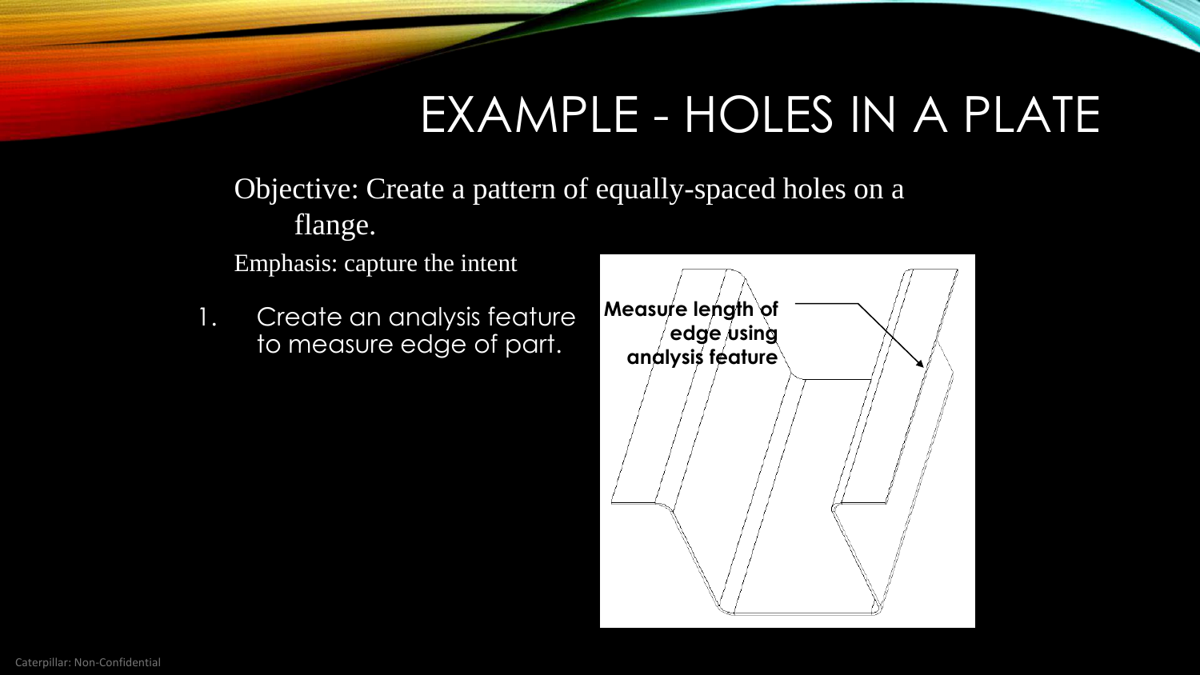# EXAMPLE - HOLES IN A PLATE

Objective: Create a pattern of equally-spaced holes on a flange.

Emphasis: capture the intent

1. Create an analysis feature to measure edge of part.

Measure length of edge using analysis feature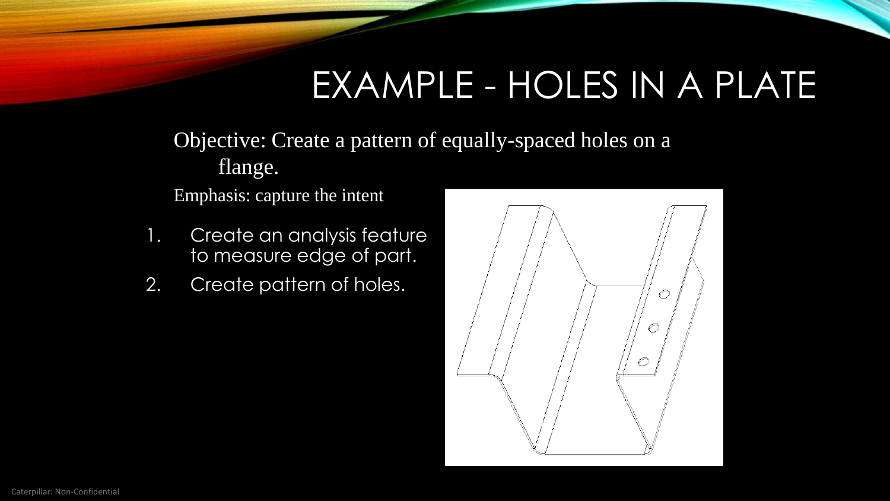# EXAMPLE - HOLES IN A PLATE

Objective: Create a pattern of equally-spaced holes on a flange.

Emphasis: capture the intent

1. Create an analysis feature to measure edge of part.
2. Create pattern of holes.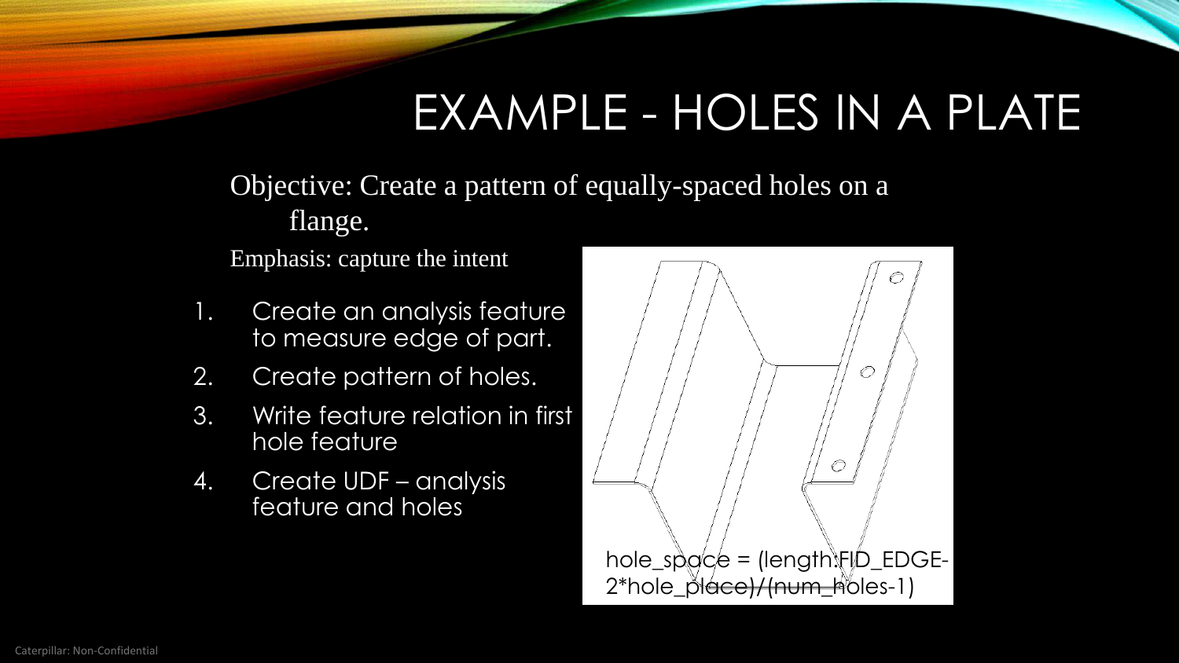# EXAMPLE - HOLES IN A PLATE

Objective: Create a pattern of equally-spaced holes on a flange.

Emphasis: capture the intent

1. Create an analysis feature to measure edge of part.
2. Create pattern of holes.
3. Write feature relation in first hole feature
4. Create UDF – analysis feature and holes

hole_space = (length:FID_EDGE-2*hole_place)/(num_holes-1)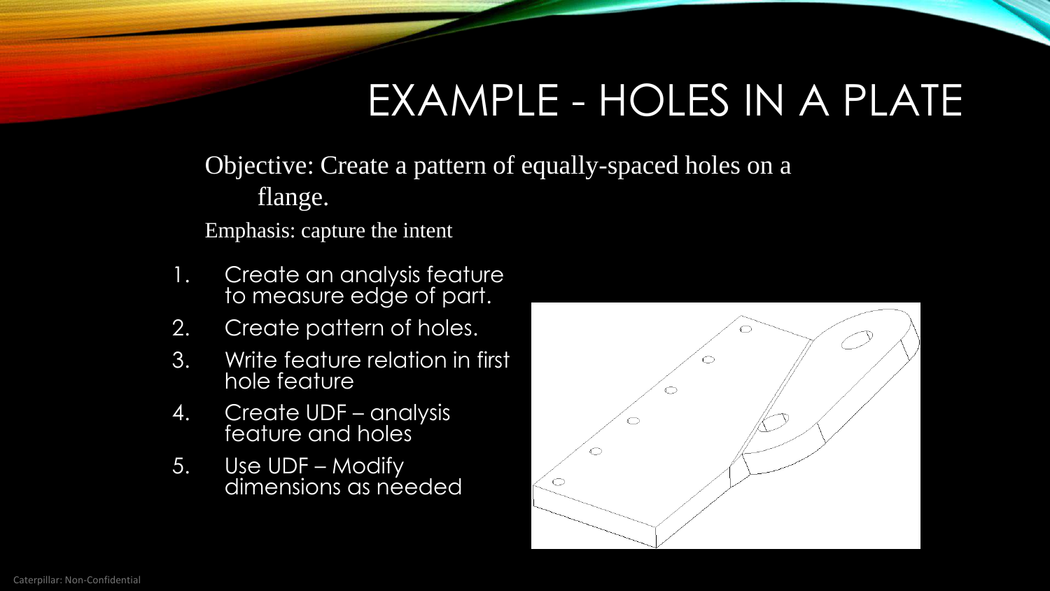# EXAMPLE - HOLES IN A PLATE

Objective: Create a pattern of equally-spaced holes on a flange.

Emphasis: capture the intent

1. Create an analysis feature to measure edge of part.
2. Create pattern of holes.
3. Write feature relation in first hole feature
4. Create UDF – analysis feature and holes
5. Use UDF – Modify dimensions as needed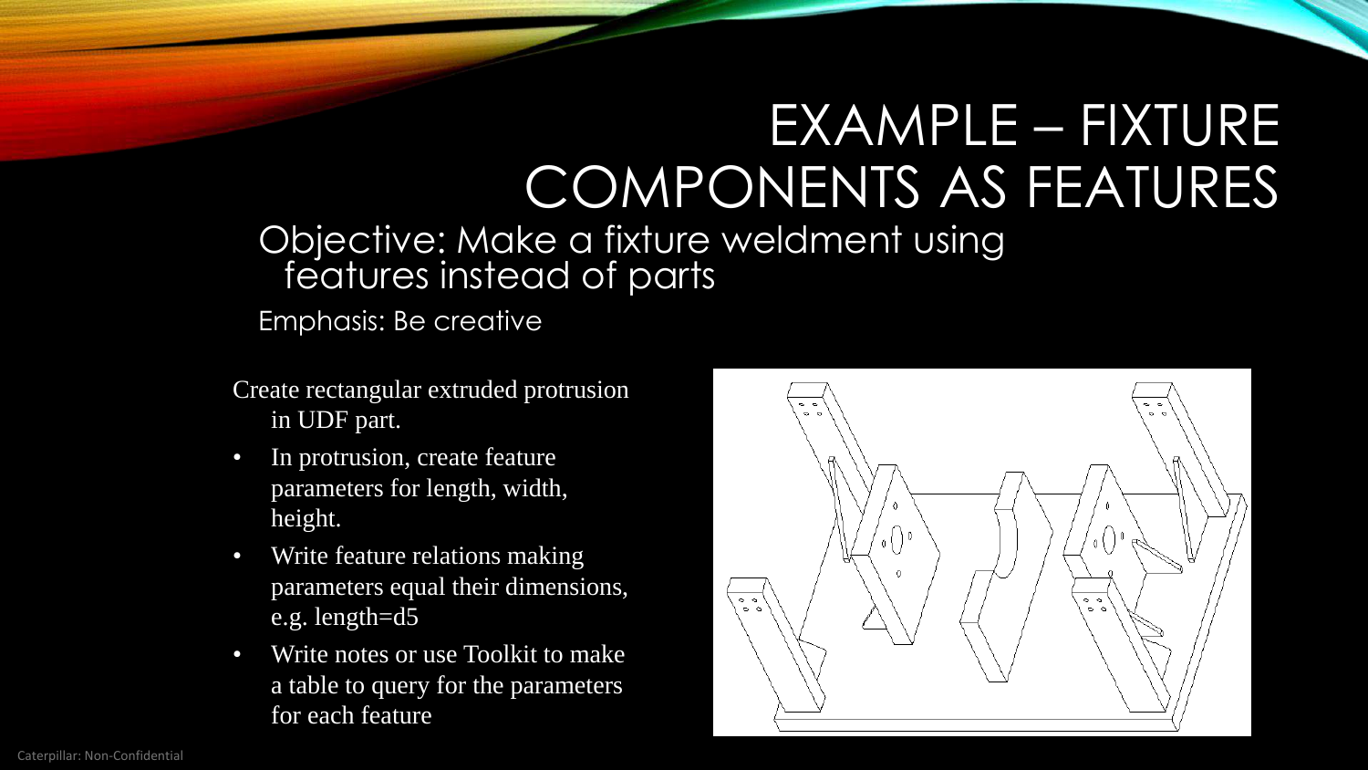# EXAMPLE – FIXTURE COMPONENTS AS FEATURES

Objective: Make a fixture weldment using features instead of parts

Emphasis: Be creative

Create rectangular extruded protrusion in UDF part.

- In protrusion, create feature parameters for length, width, height.
- Write feature relations making parameters equal their dimensions, e.g. length=d5
- Write notes or use Toolkit to make a table to query for the parameters for each feature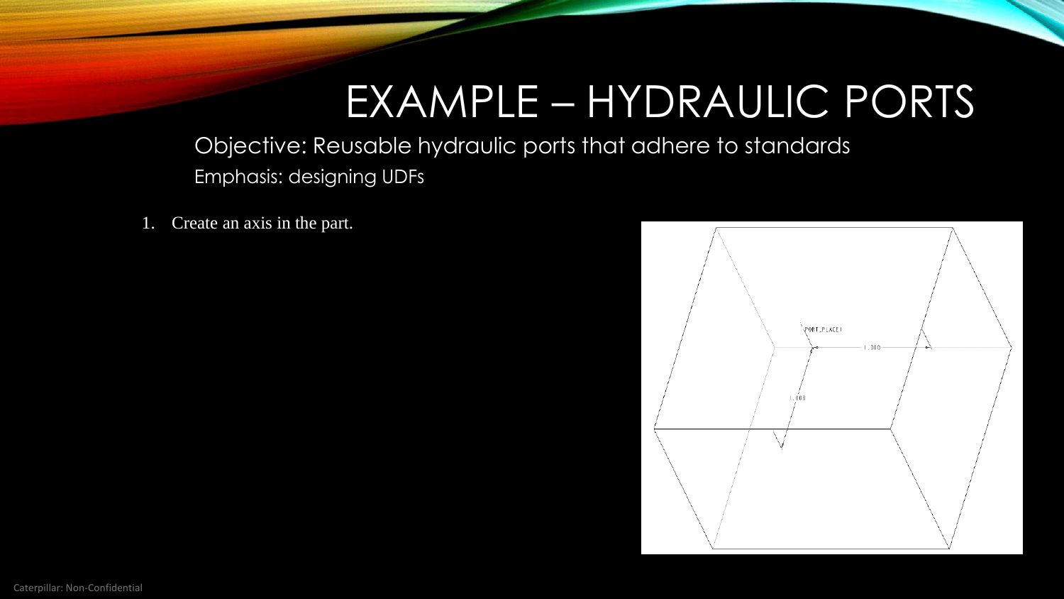# EXAMPLE – HYDRAULIC PORTS

Objective: Reusable hydraulic ports that adhere to standards

Emphasis: designing UDFs

1. Create an axis in the part.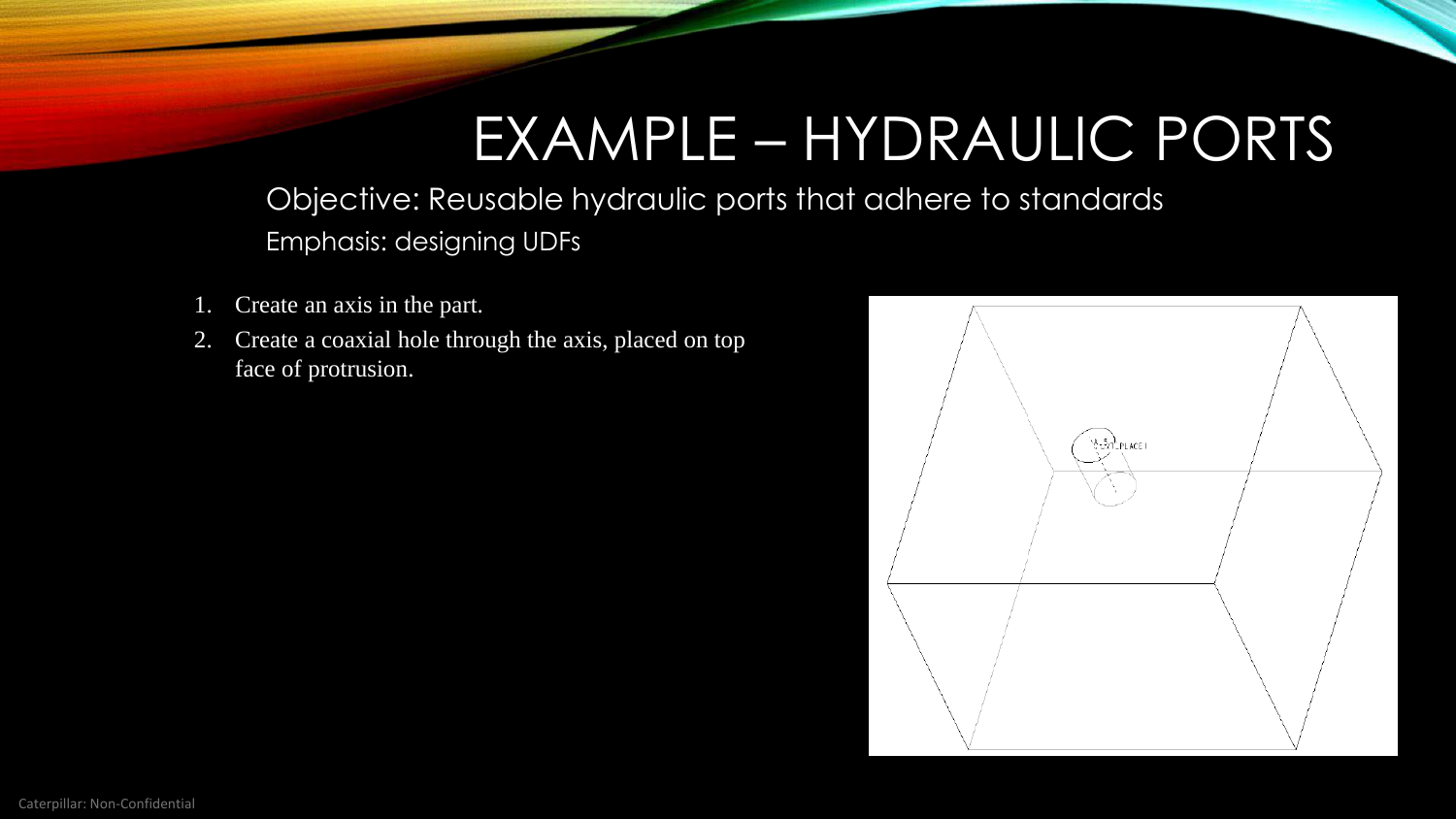# EXAMPLE – HYDRAULIC PORTS

Objective: Reusable hydraulic ports that adhere to standards

Emphasis: designing UDFs

1. Create an axis in the part.
2. Create a coaxial hole through the axis, placed on top face of protrusion.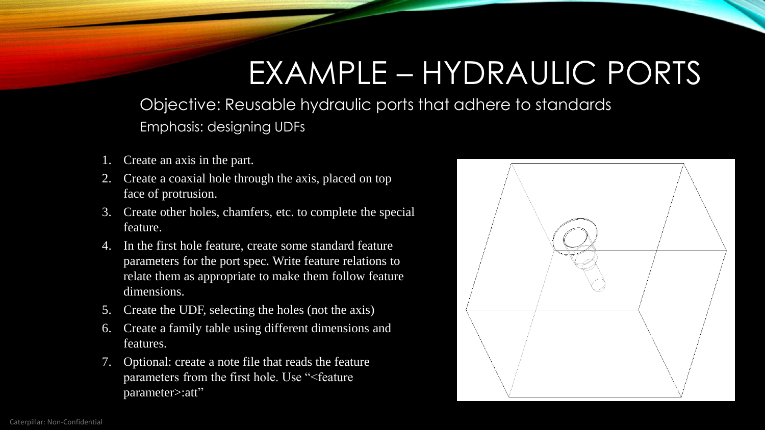# EXAMPLE – HYDRAULIC PORTS

Objective: Reusable hydraulic ports that adhere to standards

Emphasis: designing UDFs

1. Create an axis in the part.
2. Create a coaxial hole through the axis, placed on top face of protrusion.
3. Create other holes, chamfers, etc. to complete the special feature.
4. In the first hole feature, create some standard feature parameters for the port spec. Write feature relations to relate them as appropriate to make them follow feature dimensions.
5. Create the UDF, selecting the holes (not the axis)
6. Create a family table using different dimensions and features.
7. Optional: create a note file that reads the feature parameters from the first hole. Use "<feature parameter>:att"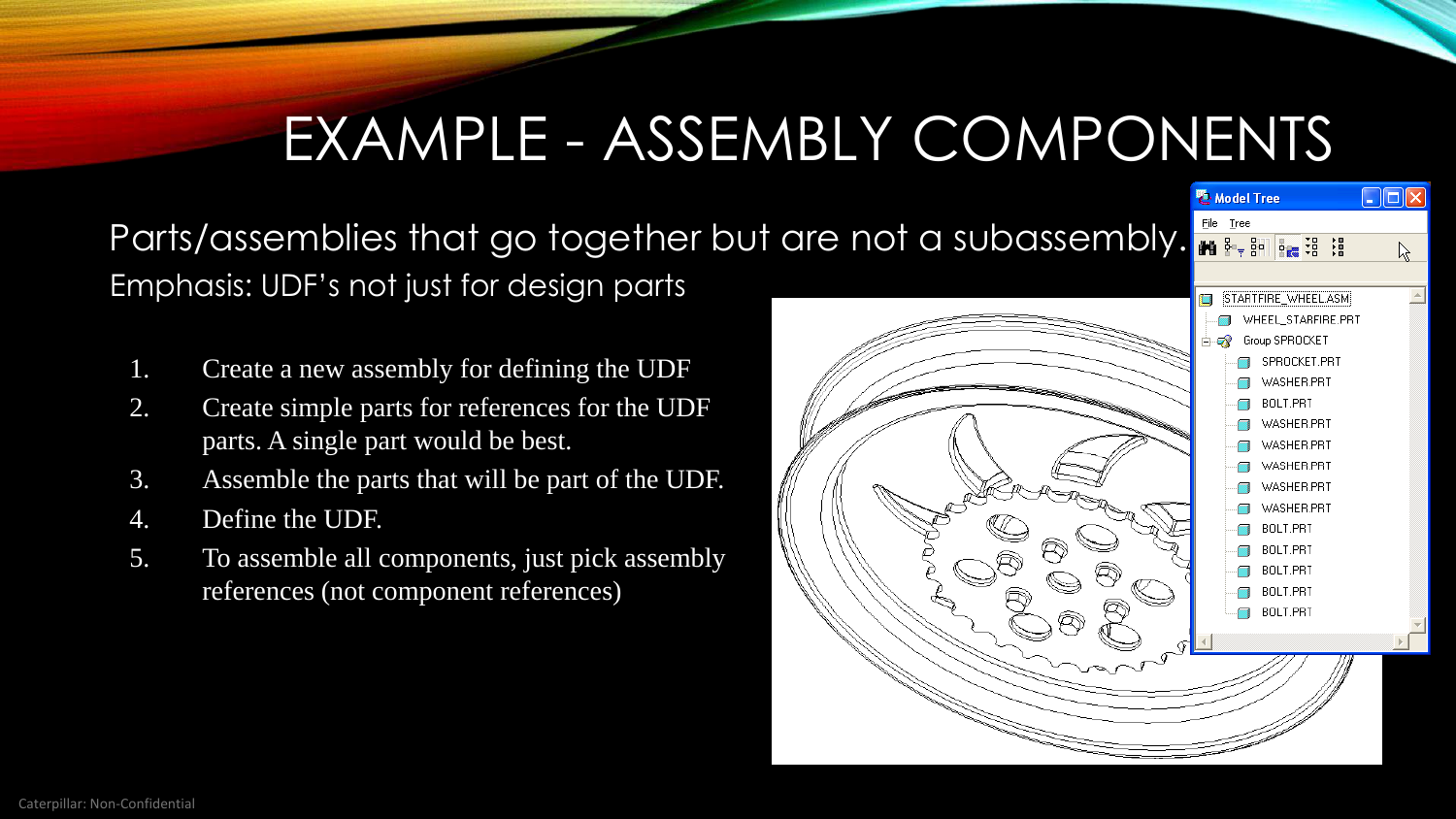# EXAMPLE - ASSEMBLY COMPONENTS

Parts/assemblies that go together but are not a subassembly.

Emphasis: UDF's not just for design parts

1. Create a new assembly for defining the UDF
2. Create simple parts for references for the UDF parts. A single part would be best.
3. Assemble the parts that will be part of the UDF.
4. Define the UDF.
5. To assemble all components, just pick assembly references (not component references)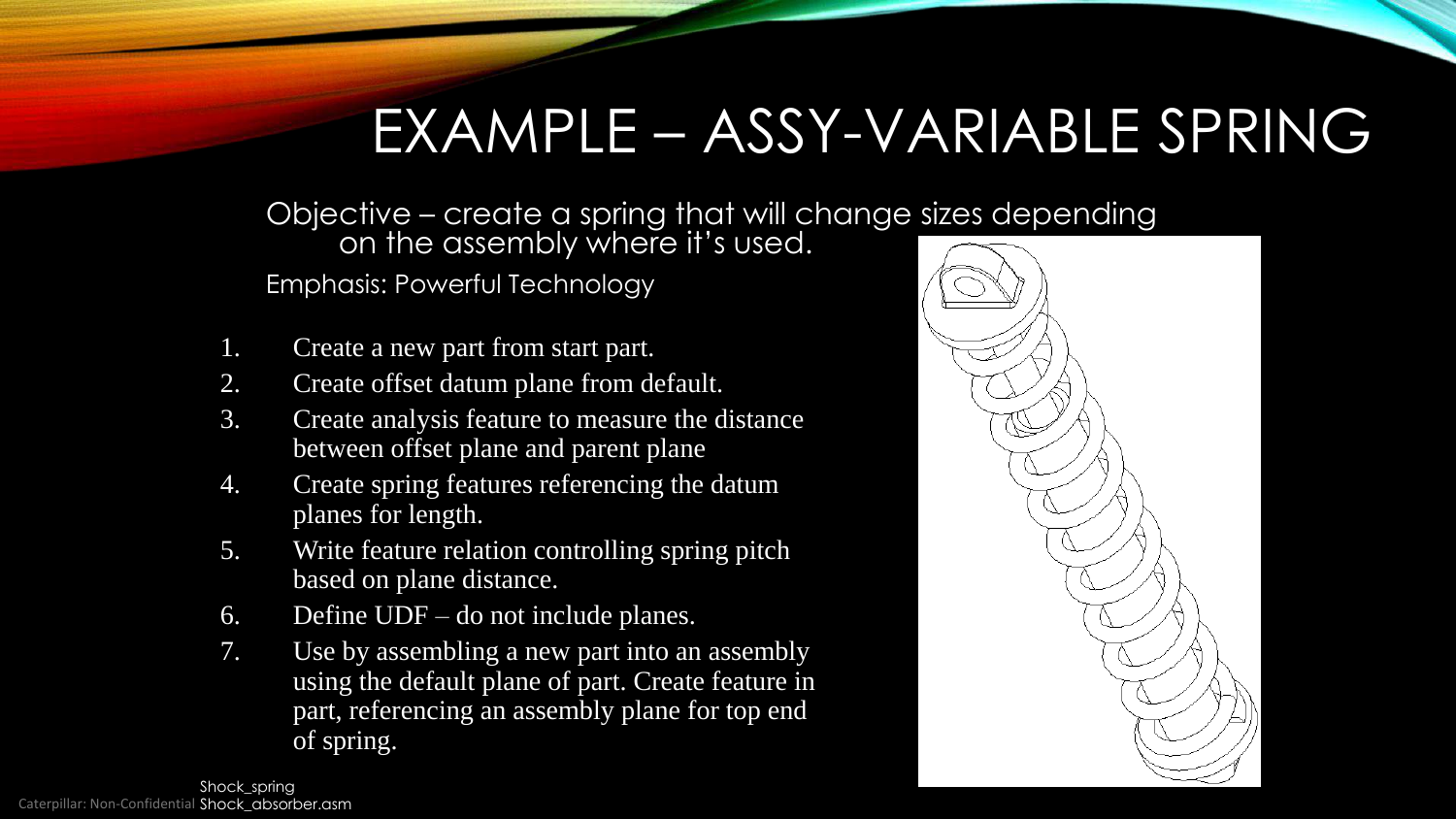# EXAMPLE – ASSY-VARIABLE SPRING

Objective – create a spring that will change sizes depending on the assembly where it's used.

Emphasis: Powerful Technology

1. Create a new part from start part.
2. Create offset datum plane from default.
3. Create analysis feature to measure the distance between offset plane and parent plane
4. Create spring features referencing the datum planes for length.
5. Write feature relation controlling spring pitch based on plane distance.
6. Define UDF – do not include planes.
7. Use by assembling a new part into an assembly using the default plane of part. Create feature in part, referencing an assembly plane for top end of spring.

Shock_spring
Shock_absorber.asm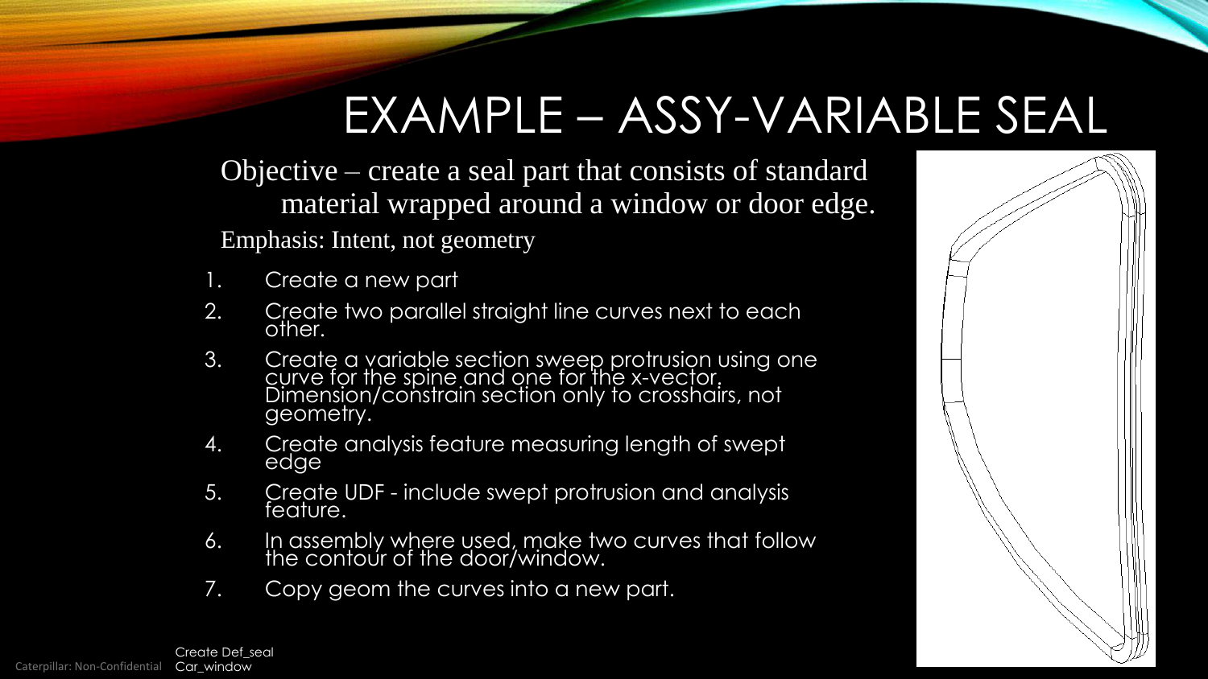# EXAMPLE – ASSY-VARIABLE SEAL

Objective – create a seal part that consists of standard material wrapped around a window or door edge.

Emphasis: Intent, not geometry

1. Create a new part
2. Create two parallel straight line curves next to each other.
3. Create a variable section sweep protrusion using one curve for the spine and one for the x-vector. Dimension/constrain section only to crosshairs, not geometry.
4. Create analysis feature measuring length of swept edge
5. Create UDF - include swept protrusion and analysis feature.
6. In assembly where used, make two curves that follow the contour of the door/window.
7. Copy geom the curves into a new part.

Create Def_seal
Car_window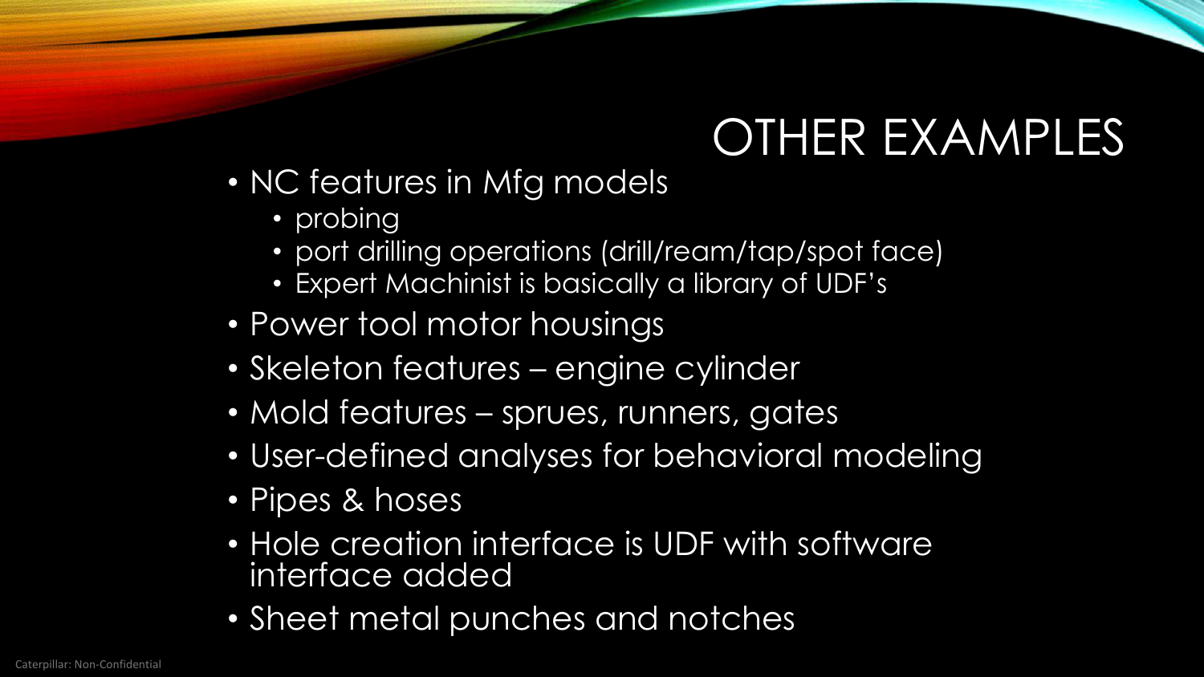# OTHER EXAMPLES

- NC features in Mfg models
  - probing
  - port drilling operations (drill/ream/tap/spot face)
  - Expert Machinist is basically a library of UDF's
- Power tool motor housings
- Skeleton features – engine cylinder
- Mold features – sprues, runners, gates
- User-defined analyses for behavioral modeling
- Pipes & hoses
- Hole creation interface is UDF with software interface added
- Sheet metal punches and notches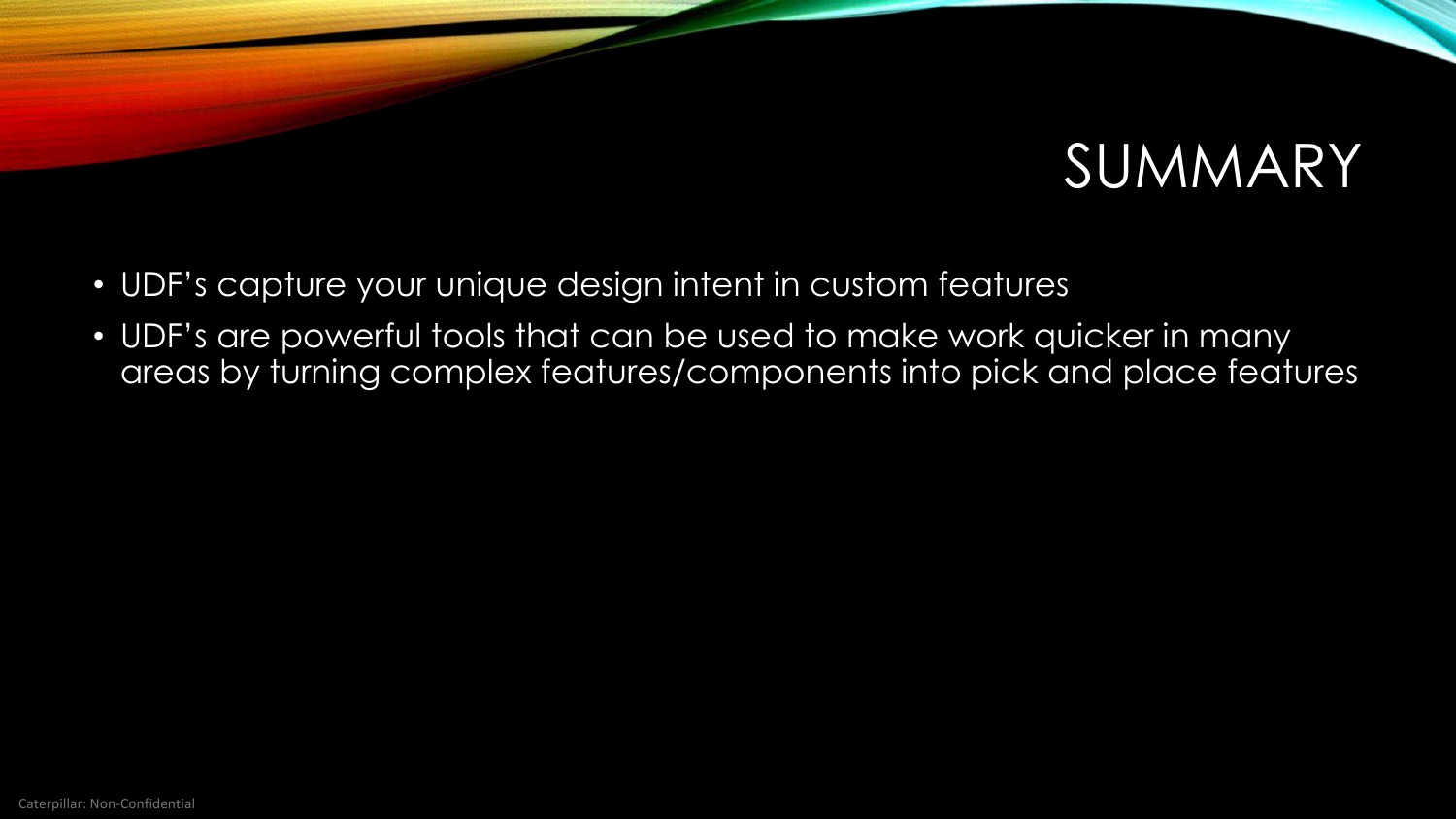# SUMMARY

- UDF's capture your unique design intent in custom features
- UDF's are powerful tools that can be used to make work quicker in many areas by turning complex features/components into pick and place features